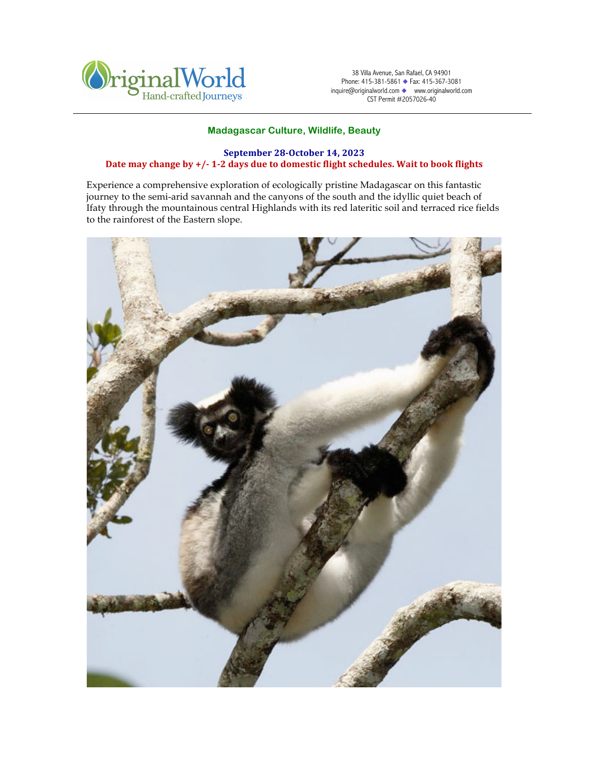OriginalWorld
Hand-crafted Journeys

38 Villa Avenue, San Rafael, CA 94901
Phone: 415-381-5861 ◆ Fax: 415-367-3081
inquire@originalworld.com ◆ www.originalworld.com
CST Permit #2057026-40

## Madagascar Culture, Wildlife, Beauty

**September 28-October 14, 2023**
**Date may change by +/- 1-2 days due to domestic flight schedules. Wait to book flights**

Experience a comprehensive exploration of ecologically pristine Madagascar on this fantastic journey to the semi-arid savannah and the canyons of the south and the idyllic quiet beach of Ifaty through the mountainous central Highlands with its red lateritic soil and terraced rice fields to the rainforest of the Eastern slope.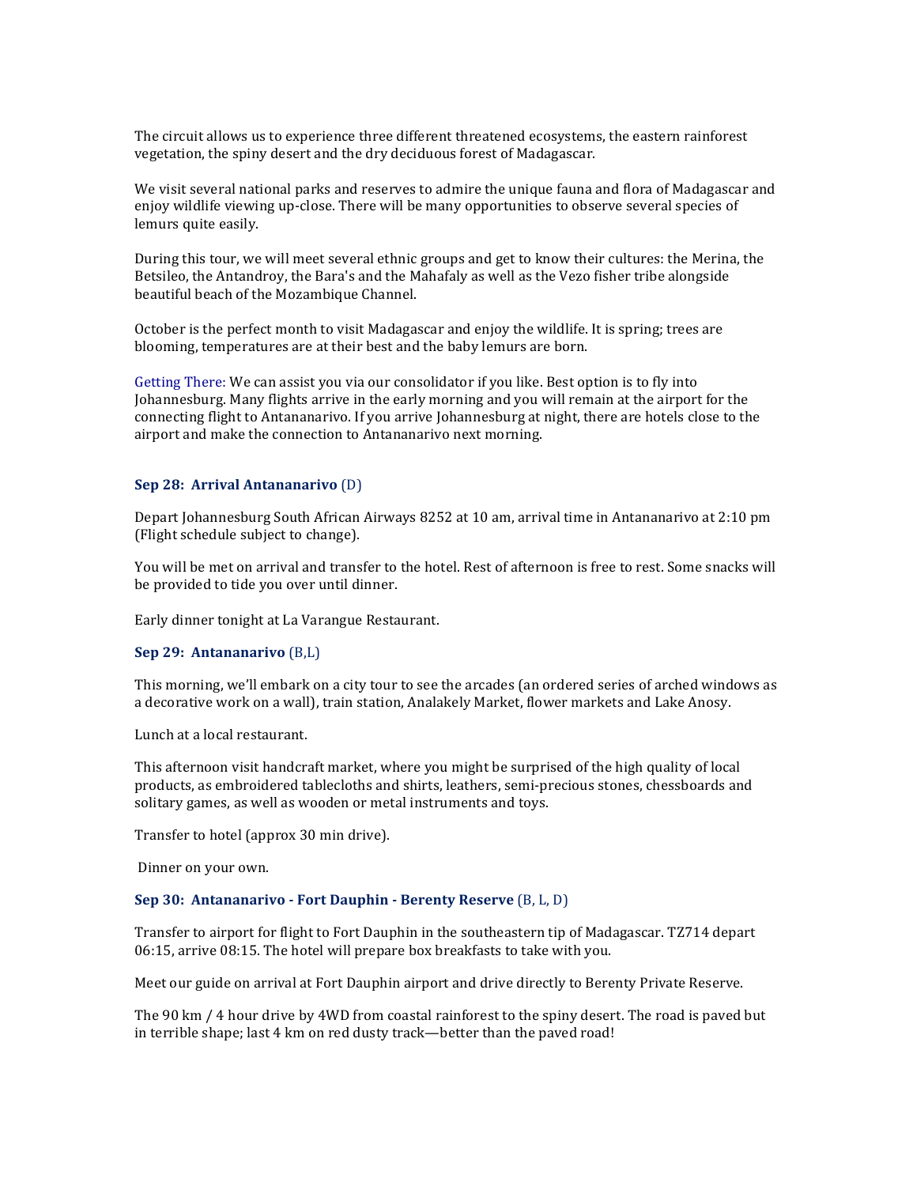The circuit allows us to experience three different threatened ecosystems, the eastern rainforest vegetation, the spiny desert and the dry deciduous forest of Madagascar.

We visit several national parks and reserves to admire the unique fauna and flora of Madagascar and enjoy wildlife viewing up-close. There will be many opportunities to observe several species of lemurs quite easily.

During this tour, we will meet several ethnic groups and get to know their cultures: the Merina, the Betsileo, the Antandroy, the Bara's and the Mahafaly as well as the Vezo fisher tribe alongside beautiful beach of the Mozambique Channel.

October is the perfect month to visit Madagascar and enjoy the wildlife. It is spring; trees are blooming, temperatures are at their best and the baby lemurs are born.

Getting There: We can assist you via our consolidator if you like. Best option is to fly into Johannesburg. Many flights arrive in the early morning and you will remain at the airport for the connecting flight to Antananarivo. If you arrive Johannesburg at night, there are hotels close to the airport and make the connection to Antananarivo next morning.

### Sep 28: Arrival Antananarivo (D)

Depart Johannesburg South African Airways 8252 at 10 am, arrival time in Antananarivo at 2:10 pm (Flight schedule subject to change).

You will be met on arrival and transfer to the hotel. Rest of afternoon is free to rest. Some snacks will be provided to tide you over until dinner.

Early dinner tonight at La Varangue Restaurant.

### Sep 29: Antananarivo (B,L)

This morning, we'll embark on a city tour to see the arcades (an ordered series of arched windows as a decorative work on a wall), train station, Analakely Market, flower markets and Lake Anosy.

Lunch at a local restaurant.

This afternoon visit handcraft market, where you might be surprised of the high quality of local products, as embroidered tablecloths and shirts, leathers, semi-precious stones, chessboards and solitary games, as well as wooden or metal instruments and toys.

Transfer to hotel (approx 30 min drive).

Dinner on your own.

### Sep 30: Antananarivo - Fort Dauphin - Berenty Reserve (B, L, D)

Transfer to airport for flight to Fort Dauphin in the southeastern tip of Madagascar. TZ714 depart 06:15, arrive 08:15. The hotel will prepare box breakfasts to take with you.

Meet our guide on arrival at Fort Dauphin airport and drive directly to Berenty Private Reserve.

The 90 km / 4 hour drive by 4WD from coastal rainforest to the spiny desert. The road is paved but in terrible shape; last 4 km on red dusty track—better than the paved road!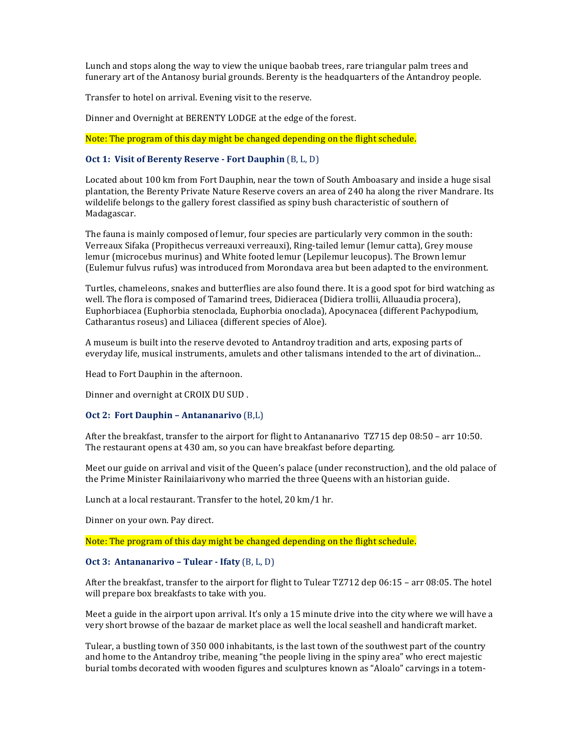Lunch and stops along the way to view the unique baobab trees, rare triangular palm trees and funerary art of the Antanosy burial grounds. Berenty is the headquarters of the Antandroy people.

Transfer to hotel on arrival. Evening visit to the reserve.

Dinner and Overnight at BERENTY LODGE at the edge of the forest.

Note: The program of this day might be changed depending on the flight schedule.

### Oct 1: Visit of Berenty Reserve - Fort Dauphin (B, L, D)

Located about 100 km from Fort Dauphin, near the town of South Amboasary and inside a huge sisal plantation, the Berenty Private Nature Reserve covers an area of 240 ha along the river Mandrare. Its wildelife belongs to the gallery forest classified as spiny bush characteristic of southern of Madagascar.

The fauna is mainly composed of lemur, four species are particularly very common in the south: Verreaux Sifaka (Propithecus verreauxi verreauxi), Ring-tailed lemur (lemur catta), Grey mouse lemur (microcebus murinus) and White footed lemur (Lepilemur leucopus). The Brown lemur (Eulemur fulvus rufus) was introduced from Morondava area but been adapted to the environment.

Turtles, chameleons, snakes and butterflies are also found there. It is a good spot for bird watching as well. The flora is composed of Tamarind trees, Didieracea (Didiera trollii, Alluaudia procera), Euphorbiacea (Euphorbia stenoclada, Euphorbia onoclada), Apocynacea (different Pachypodium, Catharantus roseus) and Liliacea (different species of Aloe).

A museum is built into the reserve devoted to Antandroy tradition and arts, exposing parts of everyday life, musical instruments, amulets and other talismans intended to the art of divination...

Head to Fort Dauphin in the afternoon.

Dinner and overnight at CROIX DU SUD .

### Oct 2: Fort Dauphin – Antananarivo (B,L)

After the breakfast, transfer to the airport for flight to Antananarivo TZ715 dep 08:50 – arr 10:50. The restaurant opens at 430 am, so you can have breakfast before departing.

Meet our guide on arrival and visit of the Queen's palace (under reconstruction), and the old palace of the Prime Minister Rainilaiarivony who married the three Queens with an historian guide.

Lunch at a local restaurant. Transfer to the hotel, 20 km/1 hr.

Dinner on your own. Pay direct.

Note: The program of this day might be changed depending on the flight schedule.

### Oct 3: Antananarivo – Tulear - Ifaty (B, L, D)

After the breakfast, transfer to the airport for flight to Tulear TZ712 dep 06:15 – arr 08:05. The hotel will prepare box breakfasts to take with you.

Meet a guide in the airport upon arrival. It's only a 15 minute drive into the city where we will have a very short browse of the bazaar de market place as well the local seashell and handicraft market.

Tulear, a bustling town of 350 000 inhabitants, is the last town of the southwest part of the country and home to the Antandroy tribe, meaning "the people living in the spiny area" who erect majestic burial tombs decorated with wooden figures and sculptures known as "Aloalo" carvings in a totem-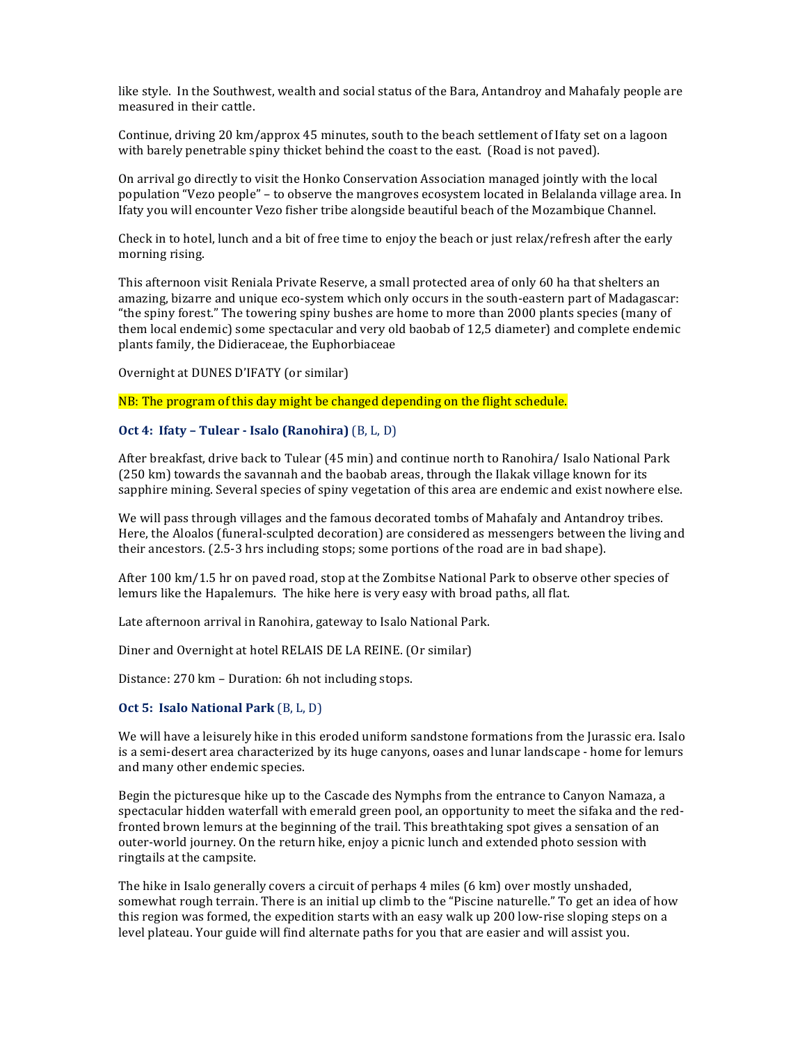like style. In the Southwest, wealth and social status of the Bara, Antandroy and Mahafaly people are measured in their cattle.

Continue, driving 20 km/approx 45 minutes, south to the beach settlement of Ifaty set on a lagoon with barely penetrable spiny thicket behind the coast to the east. (Road is not paved).

On arrival go directly to visit the Honko Conservation Association managed jointly with the local population "Vezo people" – to observe the mangroves ecosystem located in Belalanda village area. In Ifaty you will encounter Vezo fisher tribe alongside beautiful beach of the Mozambique Channel.

Check in to hotel, lunch and a bit of free time to enjoy the beach or just relax/refresh after the early morning rising.

This afternoon visit Reniala Private Reserve, a small protected area of only 60 ha that shelters an amazing, bizarre and unique eco-system which only occurs in the south-eastern part of Madagascar: "the spiny forest." The towering spiny bushes are home to more than 2000 plants species (many of them local endemic) some spectacular and very old baobab of 12,5 diameter) and complete endemic plants family, the Didieraceae, the Euphorbiaceae

Overnight at DUNES D'IFATY (or similar)

NB: The program of this day might be changed depending on the flight schedule.

### Oct 4: Ifaty – Tulear - Isalo (Ranohira) (B, L, D)

After breakfast, drive back to Tulear (45 min) and continue north to Ranohira/ Isalo National Park (250 km) towards the savannah and the baobab areas, through the Ilakak village known for its sapphire mining. Several species of spiny vegetation of this area are endemic and exist nowhere else.

We will pass through villages and the famous decorated tombs of Mahafaly and Antandroy tribes. Here, the Aloalos (funeral-sculpted decoration) are considered as messengers between the living and their ancestors. (2.5-3 hrs including stops; some portions of the road are in bad shape).

After 100 km/1.5 hr on paved road, stop at the Zombitse National Park to observe other species of lemurs like the Hapalemurs. The hike here is very easy with broad paths, all flat.

Late afternoon arrival in Ranohira, gateway to Isalo National Park.

Diner and Overnight at hotel RELAIS DE LA REINE. (Or similar)

Distance: 270 km – Duration: 6h not including stops.

### Oct 5: Isalo National Park (B, L, D)

We will have a leisurely hike in this eroded uniform sandstone formations from the Jurassic era. Isalo is a semi-desert area characterized by its huge canyons, oases and lunar landscape - home for lemurs and many other endemic species.

Begin the picturesque hike up to the Cascade des Nymphs from the entrance to Canyon Namaza, a spectacular hidden waterfall with emerald green pool, an opportunity to meet the sifaka and the red-fronted brown lemurs at the beginning of the trail. This breathtaking spot gives a sensation of an outer-world journey. On the return hike, enjoy a picnic lunch and extended photo session with ringtails at the campsite.

The hike in Isalo generally covers a circuit of perhaps 4 miles (6 km) over mostly unshaded, somewhat rough terrain. There is an initial up climb to the "Piscine naturelle." To get an idea of how this region was formed, the expedition starts with an easy walk up 200 low-rise sloping steps on a level plateau. Your guide will find alternate paths for you that are easier and will assist you.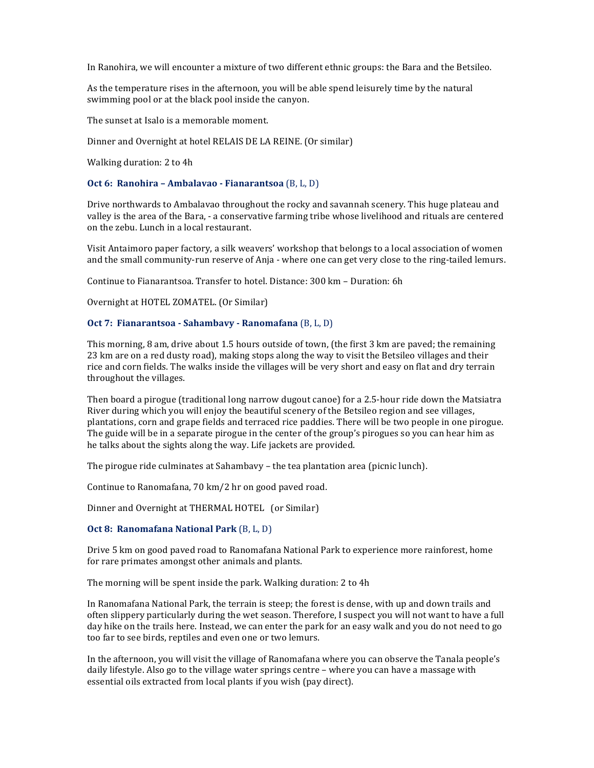In Ranohira, we will encounter a mixture of two different ethnic groups: the Bara and the Betsileo.

As the temperature rises in the afternoon, you will be able spend leisurely time by the natural swimming pool or at the black pool inside the canyon.

The sunset at Isalo is a memorable moment.

Dinner and Overnight at hotel RELAIS DE LA REINE. (Or similar)

Walking duration: 2 to 4h

### Oct 6: Ranohira – Ambalavao - Fianarantsoa (B, L, D)

Drive northwards to Ambalavao throughout the rocky and savannah scenery. This huge plateau and valley is the area of the Bara, - a conservative farming tribe whose livelihood and rituals are centered on the zebu. Lunch in a local restaurant.

Visit Antaimoro paper factory, a silk weavers' workshop that belongs to a local association of women and the small community-run reserve of Anja - where one can get very close to the ring-tailed lemurs.

Continue to Fianarantsoa. Transfer to hotel. Distance: 300 km – Duration: 6h

Overnight at HOTEL ZOMATEL. (Or Similar)

### Oct 7: Fianarantsoa - Sahambavy - Ranomafana (B, L, D)

This morning, 8 am, drive about 1.5 hours outside of town, (the first 3 km are paved; the remaining 23 km are on a red dusty road), making stops along the way to visit the Betsileo villages and their rice and corn fields. The walks inside the villages will be very short and easy on flat and dry terrain throughout the villages.

Then board a pirogue (traditional long narrow dugout canoe) for a 2.5-hour ride down the Matsiatra River during which you will enjoy the beautiful scenery of the Betsileo region and see villages, plantations, corn and grape fields and terraced rice paddies. There will be two people in one pirogue. The guide will be in a separate pirogue in the center of the group's pirogues so you can hear him as he talks about the sights along the way. Life jackets are provided.

The pirogue ride culminates at Sahambavy – the tea plantation area (picnic lunch).

Continue to Ranomafana, 70 km/2 hr on good paved road.

Dinner and Overnight at THERMAL HOTEL (or Similar)

### Oct 8: Ranomafana National Park (B, L, D)

Drive 5 km on good paved road to Ranomafana National Park to experience more rainforest, home for rare primates amongst other animals and plants.

The morning will be spent inside the park. Walking duration: 2 to 4h

In Ranomafana National Park, the terrain is steep; the forest is dense, with up and down trails and often slippery particularly during the wet season. Therefore, I suspect you will not want to have a full day hike on the trails here. Instead, we can enter the park for an easy walk and you do not need to go too far to see birds, reptiles and even one or two lemurs.

In the afternoon, you will visit the village of Ranomafana where you can observe the Tanala people's daily lifestyle. Also go to the village water springs centre – where you can have a massage with essential oils extracted from local plants if you wish (pay direct).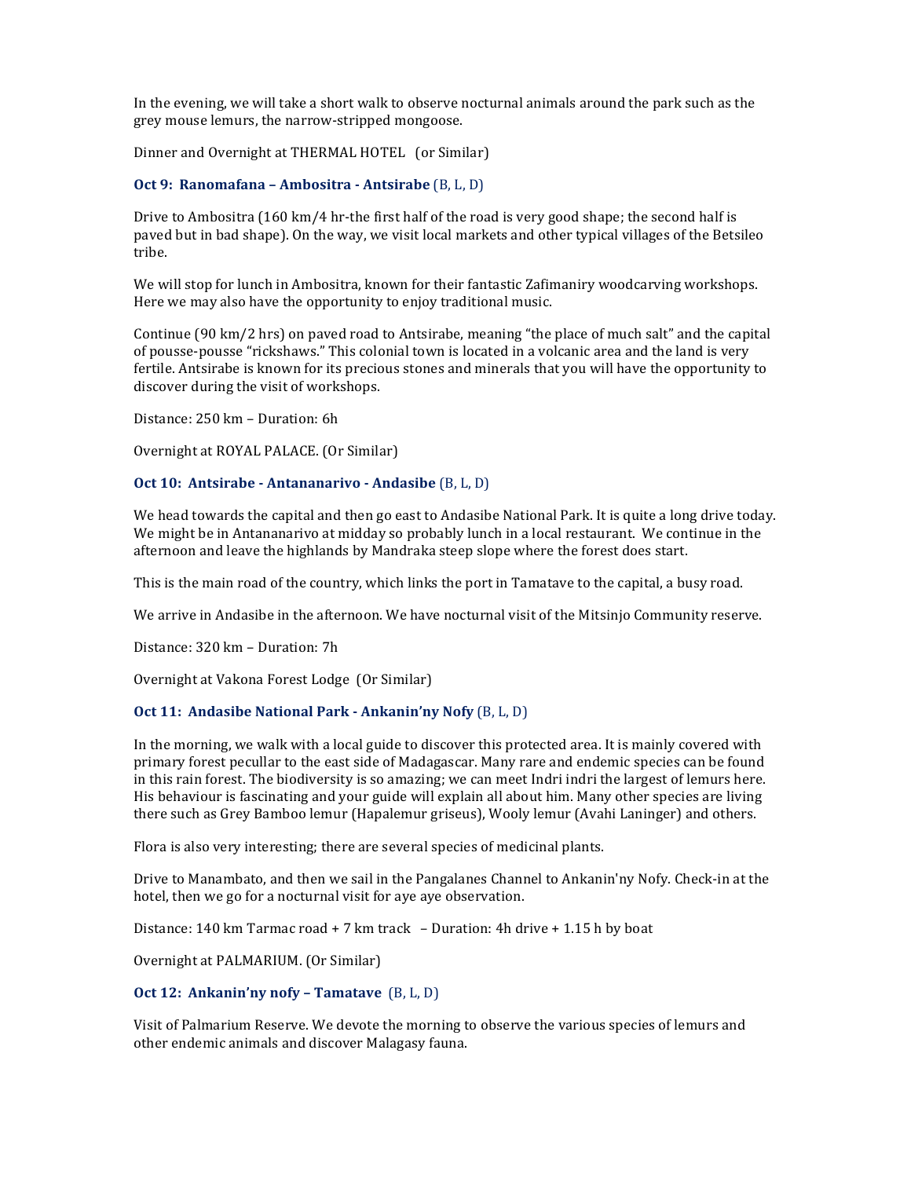In the evening, we will take a short walk to observe nocturnal animals around the park such as the grey mouse lemurs, the narrow-stripped mongoose.

Dinner and Overnight at THERMAL HOTEL (or Similar)

**Oct 9: Ranomafana – Ambositra - Antsirabe** (B, L, D)

Drive to Ambositra (160 km/4 hr-the first half of the road is very good shape; the second half is paved but in bad shape). On the way, we visit local markets and other typical villages of the Betsileo tribe.

We will stop for lunch in Ambositra, known for their fantastic Zafimaniry woodcarving workshops. Here we may also have the opportunity to enjoy traditional music.

Continue (90 km/2 hrs) on paved road to Antsirabe, meaning "the place of much salt" and the capital of pousse-pousse "rickshaws." This colonial town is located in a volcanic area and the land is very fertile. Antsirabe is known for its precious stones and minerals that you will have the opportunity to discover during the visit of workshops.

Distance: 250 km – Duration: 6h

Overnight at ROYAL PALACE. (Or Similar)

**Oct 10: Antsirabe - Antananarivo - Andasibe** (B, L, D)

We head towards the capital and then go east to Andasibe National Park. It is quite a long drive today. We might be in Antananarivo at midday so probably lunch in a local restaurant. We continue in the afternoon and leave the highlands by Mandraka steep slope where the forest does start.

This is the main road of the country, which links the port in Tamatave to the capital, a busy road.

We arrive in Andasibe in the afternoon. We have nocturnal visit of the Mitsinjo Community reserve.

Distance: 320 km – Duration: 7h

Overnight at Vakona Forest Lodge (Or Similar)

**Oct 11: Andasibe National Park - Ankanin'ny Nofy** (B, L, D)

In the morning, we walk with a local guide to discover this protected area. It is mainly covered with primary forest pecullar to the east side of Madagascar. Many rare and endemic species can be found in this rain forest. The biodiversity is so amazing; we can meet Indri indri the largest of lemurs here. His behaviour is fascinating and your guide will explain all about him. Many other species are living there such as Grey Bamboo lemur (Hapalemur griseus), Wooly lemur (Avahi Laninger) and others.

Flora is also very interesting; there are several species of medicinal plants.

Drive to Manambato, and then we sail in the Pangalanes Channel to Ankanin'ny Nofy. Check-in at the hotel, then we go for a nocturnal visit for aye aye observation.

Distance: 140 km Tarmac road + 7 km track – Duration: 4h drive + 1.15 h by boat

Overnight at PALMARIUM. (Or Similar)

**Oct 12: Ankanin'ny nofy – Tamatave** (B, L, D)

Visit of Palmarium Reserve. We devote the morning to observe the various species of lemurs and other endemic animals and discover Malagasy fauna.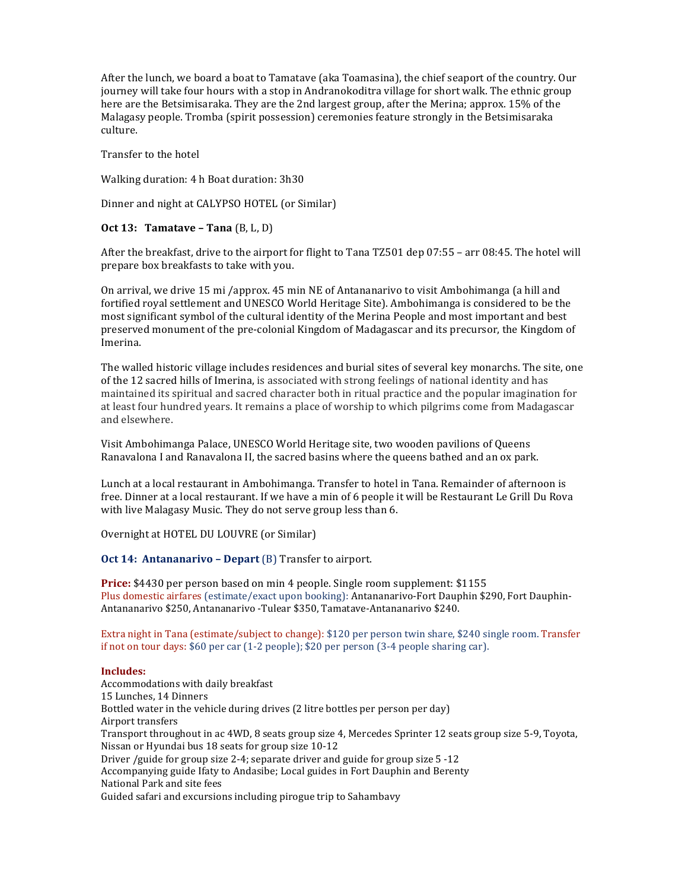After the lunch, we board a boat to Tamatave (aka Toamasina), the chief seaport of the country. Our journey will take four hours with a stop in Andranokoditra village for short walk. The ethnic group here are the Betsimisaraka. They are the 2nd largest group, after the Merina; approx. 15% of the Malagasy people. Tromba (spirit possession) ceremonies feature strongly in the Betsimisaraka culture.

Transfer to the hotel

Walking duration: 4 h Boat duration: 3h30

Dinner and night at CALYPSO HOTEL (or Similar)

**Oct 13: Tamatave – Tana** (B, L, D)

After the breakfast, drive to the airport for flight to Tana TZ501 dep 07:55 – arr 08:45. The hotel will prepare box breakfasts to take with you.

On arrival, we drive 15 mi /approx. 45 min NE of Antananarivo to visit Ambohimanga (a hill and fortified royal settlement and UNESCO World Heritage Site). Ambohimanga is considered to be the most significant symbol of the cultural identity of the Merina People and most important and best preserved monument of the pre-colonial Kingdom of Madagascar and its precursor, the Kingdom of Imerina.

The walled historic village includes residences and burial sites of several key monarchs. The site, one of the 12 sacred hills of Imerina, is associated with strong feelings of national identity and has maintained its spiritual and sacred character both in ritual practice and the popular imagination for at least four hundred years. It remains a place of worship to which pilgrims come from Madagascar and elsewhere.

Visit Ambohimanga Palace, UNESCO World Heritage site, two wooden pavilions of Queens Ranavalona I and Ranavalona II, the sacred basins where the queens bathed and an ox park.

Lunch at a local restaurant in Ambohimanga. Transfer to hotel in Tana. Remainder of afternoon is free. Dinner at a local restaurant. If we have a min of 6 people it will be Restaurant Le Grill Du Rova with live Malagasy Music. They do not serve group less than 6.

Overnight at HOTEL DU LOUVRE (or Similar)

**Oct 14: Antananarivo – Depart** (B) Transfer to airport.

**Price:** $4430 per person based on min 4 people. Single room supplement: $1155
Plus domestic airfares (estimate/exact upon booking): Antananarivo-Fort Dauphin $290, Fort Dauphin-Antananarivo $250, Antananarivo -Tulear $350, Tamatave-Antananarivo $240.

Extra night in Tana (estimate/subject to change): $120 per person twin share, $240 single room. Transfer if not on tour days: $60 per car (1-2 people); $20 per person (3-4 people sharing car).

**Includes:**
Accommodations with daily breakfast
15 Lunches, 14 Dinners
Bottled water in the vehicle during drives (2 litre bottles per person per day)
Airport transfers
Transport throughout in ac 4WD, 8 seats group size 4, Mercedes Sprinter 12 seats group size 5-9, Toyota, Nissan or Hyundai bus 18 seats for group size 10-12
Driver /guide for group size 2-4; separate driver and guide for group size 5 -12
Accompanying guide Ifaty to Andasibe; Local guides in Fort Dauphin and Berenty
National Park and site fees
Guided safari and excursions including pirogue trip to Sahambavy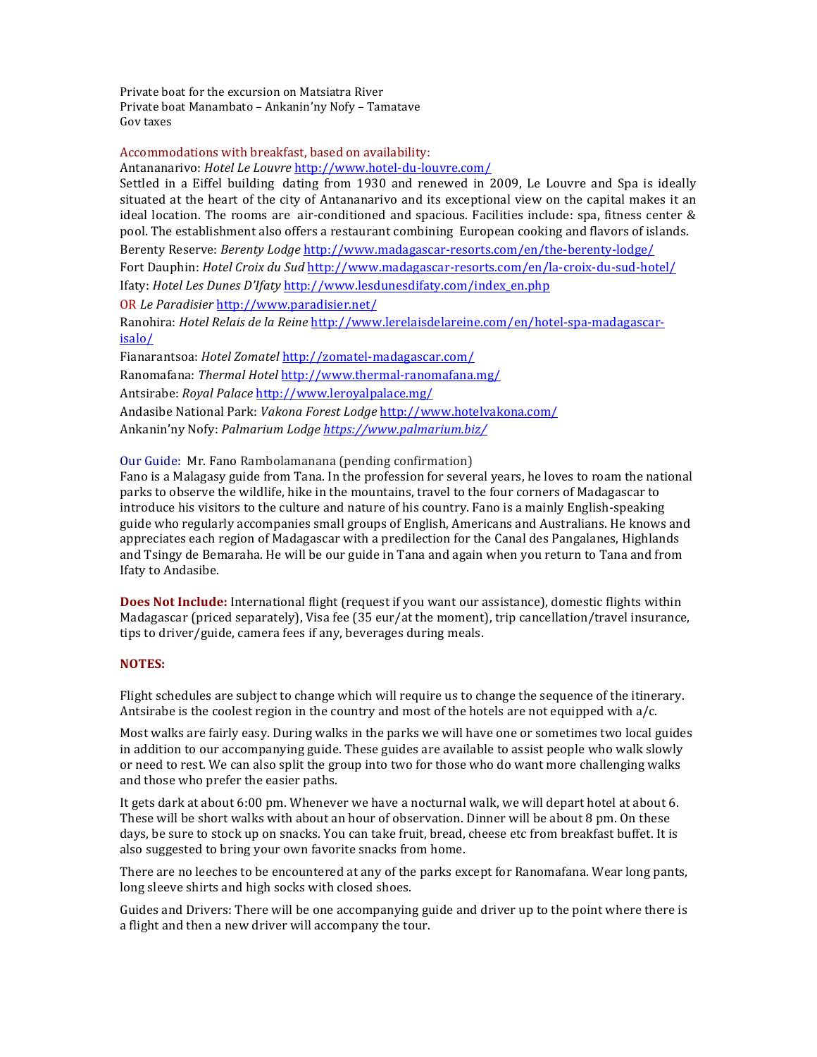Private boat for the excursion on Matsiatra River
Private boat Manambato – Ankanin'ny Nofy – Tamatave
Gov taxes

Accommodations with breakfast, based on availability:

Antananarivo: *Hotel Le Louvre* http://www.hotel-du-louvre.com/

Settled in a Eiffel building dating from 1930 and renewed in 2009, Le Louvre and Spa is ideally situated at the heart of the city of Antananarivo and its exceptional view on the capital makes it an ideal location. The rooms are air-conditioned and spacious. Facilities include: spa, fitness center & pool. The establishment also offers a restaurant combining European cooking and flavors of islands.

Berenty Reserve: *Berenty Lodge* http://www.madagascar-resorts.com/en/the-berenty-lodge/

Fort Dauphin: *Hotel Croix du Sud* http://www.madagascar-resorts.com/en/la-croix-du-sud-hotel/

Ifaty: *Hotel Les Dunes D'Ifaty* http://www.lesdunesdifaty.com/index_en.php

OR *Le Paradisier* http://www.paradisier.net/

Ranohira: *Hotel Relais de la Reine* http://www.lerelaisdelareine.com/en/hotel-spa-madagascar-isalo/

Fianarantsoa: *Hotel Zomatel* http://zomatel-madagascar.com/

Ranomafana: *Thermal Hotel* http://www.thermal-ranomafana.mg/

Antsirabe: *Royal Palace* http://www.leroyalpalace.mg/

Andasibe National Park: *Vakona Forest Lodge* http://www.hotelvakona.com/

Ankanin'ny Nofy: *Palmarium Lodge* *https://www.palmarium.biz/*

Our Guide: Mr. Fano Rambolamanana (pending confirmation)

Fano is a Malagasy guide from Tana. In the profession for several years, he loves to roam the national parks to observe the wildlife, hike in the mountains, travel to the four corners of Madagascar to introduce his visitors to the culture and nature of his country. Fano is a mainly English-speaking guide who regularly accompanies small groups of English, Americans and Australians. He knows and appreciates each region of Madagascar with a predilection for the Canal des Pangalanes, Highlands and Tsingy de Bemaraha. He will be our guide in Tana and again when you return to Tana and from Ifaty to Andasibe.

**Does Not Include:** International flight (request if you want our assistance), domestic flights within Madagascar (priced separately), Visa fee (35 eur/at the moment), trip cancellation/travel insurance, tips to driver/guide, camera fees if any, beverages during meals.

**NOTES:**

Flight schedules are subject to change which will require us to change the sequence of the itinerary. Antsirabe is the coolest region in the country and most of the hotels are not equipped with a/c.

Most walks are fairly easy. During walks in the parks we will have one or sometimes two local guides in addition to our accompanying guide. These guides are available to assist people who walk slowly or need to rest. We can also split the group into two for those who do want more challenging walks and those who prefer the easier paths.

It gets dark at about 6:00 pm. Whenever we have a nocturnal walk, we will depart hotel at about 6. These will be short walks with about an hour of observation. Dinner will be about 8 pm. On these days, be sure to stock up on snacks. You can take fruit, bread, cheese etc from breakfast buffet. It is also suggested to bring your own favorite snacks from home.

There are no leeches to be encountered at any of the parks except for Ranomafana. Wear long pants, long sleeve shirts and high socks with closed shoes.

Guides and Drivers: There will be one accompanying guide and driver up to the point where there is a flight and then a new driver will accompany the tour.